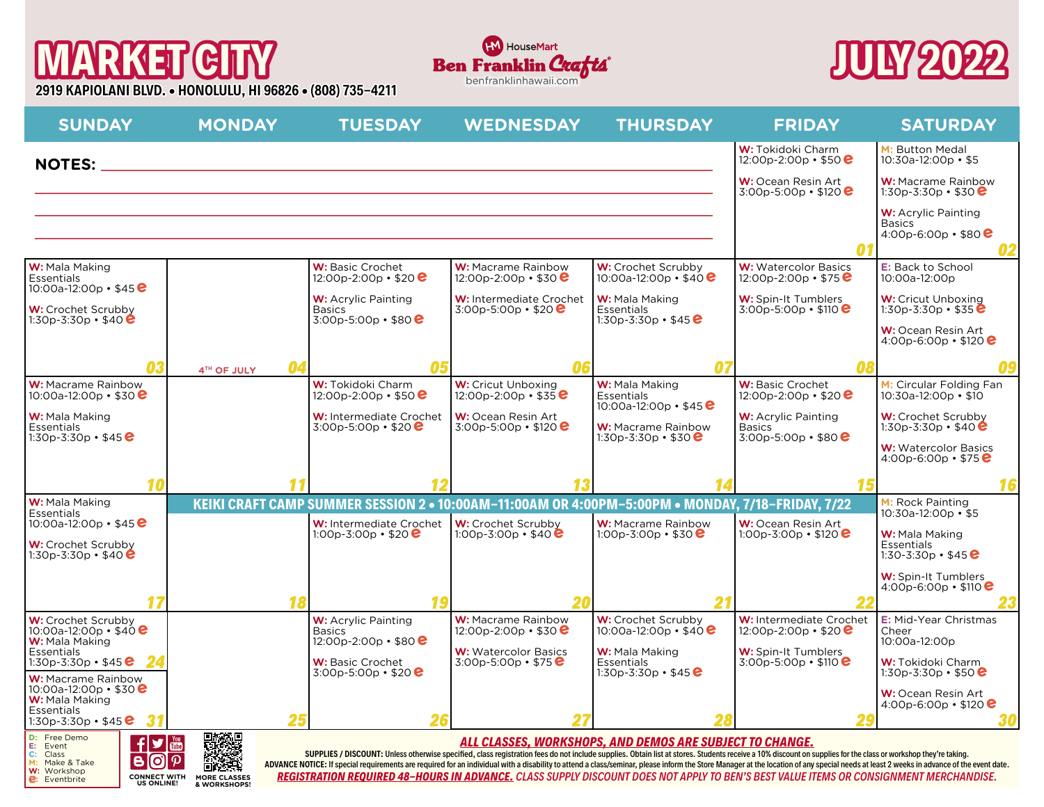# MARKET CITY

**2919 KAPIOLANI BLVD. • HONOLULU, HI 96826 • (808) 735–4211**

HouseMart Ben Franklin Crafts®
benfranklinhawaii.com

# JULY 2022

| SUNDAY | MONDAY | TUESDAY | WEDNESDAY | THURSDAY | FRIDAY | SATURDAY |
|---|---|---|---|---|---|---|
| **NOTES:** | | | | | **01** W: Tokidoki Charm 12:00p-2:00p • $50 e<br>W: Ocean Resin Art 3:00p-5:00p • $120 e | **02** M: Button Medal 10:30a-12:00p • $5<br>W: Macrame Rainbow 1:30p-3:30p • $30 e<br>W: Acrylic Painting Basics 4:00p-6:00p • $80 e |
| **03** W: Mala Making Essentials 10:00a-12:00p • $45 e<br>W: Crochet Scrubby 1:30p-3:30p • $40 e | **04** 4TH OF JULY | **05** W: Basic Crochet 12:00p-2:00p • $20 e<br>W: Acrylic Painting Basics 3:00p-5:00p • $80 e | **06** W: Macrame Rainbow 12:00p-2:00p • $30 e<br>W: Intermediate Crochet 3:00p-5:00p • $20 e | **07** W: Crochet Scrubby 10:00a-12:00p • $40 e<br>W: Mala Making Essentials 1:30p-3:30p • $45 e | **08** W: Watercolor Basics 12:00p-2:00p • $75 e<br>W: Spin-It Tumblers 3:00p-5:00p • $110 e | **09** E: Back to School 10:00a-12:00p<br>W: Cricut Unboxing 1:30p-3:30p • $35 e<br>W: Ocean Resin Art 4:00p-6:00p • $120 e |
| **10** W: Macrame Rainbow 10:00a-12:00p • $30 e<br>W: Mala Making Essentials 1:30p-3:30p • $45 e | **11** | **12** W: Tokidoki Charm 12:00p-2:00p • $50 e<br>W: Intermediate Crochet 3:00p-5:00p • $20 e | **13** W: Cricut Unboxing 12:00p-2:00p • $35 e<br>W: Ocean Resin Art 3:00p-5:00p • $120 e | **14** W: Mala Making Essentials 10:00a-12:00p • $45 e<br>W: Macrame Rainbow 1:30p-3:30p • $30 e | **15** W: Basic Crochet 12:00p-2:00p • $20 e<br>W: Acrylic Painting Basics 3:00p-5:00p • $80 e | **16** M: Circular Folding Fan 10:30a-12:00p • $10<br>W: Crochet Scrubby 1:30p-3:30p • $40 e<br>W: Watercolor Basics 4:00p-6:00p • $75 e |
| **17** W: Mala Making Essentials 10:00a-12:00p • $45 e<br>W: Crochet Scrubby 1:30p-3:30p • $40 e | **18** KEIKI CRAFT CAMP SUMMER SESSION 2 • 10:00AM–11:00AM OR 4:00PM–5:00PM • MONDAY, 7/18–FRIDAY, 7/22 | **19** W: Intermediate Crochet 1:00p-3:00p • $20 e | **20** W: Crochet Scrubby 1:00p-3:00p • $40 e | **21** W: Macrame Rainbow 1:00p-3:00p • $30 e | **22** W: Ocean Resin Art 1:00p-3:00p • $120 e | **23** M: Rock Painting 10:30a-12:00p • $5<br>W: Mala Making Essentials 1:30-3:30p • $45 e<br>W: Spin-It Tumblers 4:00p-6:00p • $110 e |
| **24** W: Crochet Scrubby 10:00a-12:00p • $40 e<br>W: Mala Making Essentials 1:30p-3:30p • $45 e<br>**31** W: Macrame Rainbow 10:00a-12:00p • $30 e<br>W: Mala Making Essentials 1:30p-3:30p • $45 e | **25** | **26** W: Acrylic Painting Basics 12:00p-2:00p • $80 e<br>W: Basic Crochet 3:00p-5:00p • $20 e | **27** W: Macrame Rainbow 12:00p-2:00p • $30 e<br>W: Watercolor Basics 3:00p-5:00p • $75 e | **28** W: Crochet Scrubby 10:00a-12:00p • $40 e<br>W: Mala Making Essentials 1:30p-3:30p • $45 e | **29** W: Intermediate Crochet 12:00p-2:00p • $20 e<br>W: Spin-It Tumblers 3:00p-5:00p • $110 e | **30** E: Mid-Year Christmas Cheer 10:00a-12:00p<br>W: Tokidoki Charm 1:30p-3:30p • $50 e<br>W: Ocean Resin Art 4:00p-6:00p • $120 e |

D: Free Demo
E: Event
C: Class
M: Make & Take
W: Workshop
e: Eventbrite

CONNECT WITH US ONLINE!

MORE CLASSES & WORKSHOPS!

***ALL CLASSES, WORKSHOPS, AND DEMOS ARE SUBJECT TO CHANGE.***

**SUPPLIES / DISCOUNT:** Unless otherwise specified, class registration fees do not include supplies. Obtain list at stores. Students receive a 10% discount on supplies for the class or workshop they're taking.

**ADVANCE NOTICE:** If special requirements are required for an individual with a disability to attend a class/seminar, please inform the Store Manager at the location of any special needs at least 2 weeks in advance of the event date.

***REGISTRATION REQUIRED 48-HOURS IN ADVANCE.*** *CLASS SUPPLY DISCOUNT DOES NOT APPLY TO BEN'S BEST VALUE ITEMS OR CONSIGNMENT MERCHANDISE.*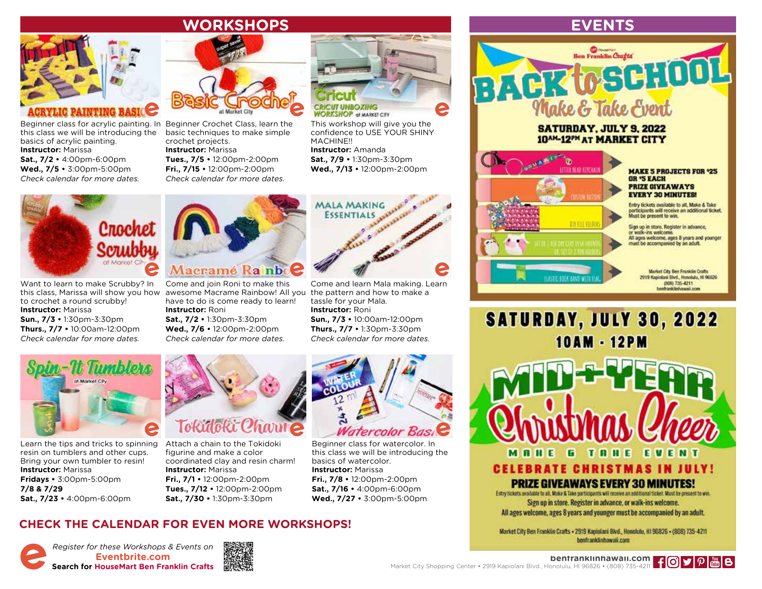## WORKSHOPS

### ACRYLIC PAINTING BASICS

Beginner class for acrylic painting. In this class we will be introducing the basics of acrylic painting.
**Instructor:** Marissa
**Sat., 7/2** • 4:00pm-6:00pm
**Wed., 7/5** • 3:00pm-5:00pm
*Check calendar for more dates.*

### Basic Crochet at Market City

Beginner Crochet Class, learn the basic techniques to make simple crochet projects.
**Instructor:** Marissa
**Tues., 7/5** • 12:00pm-2:00pm
**Fri., 7/15** • 12:00pm-2:00pm
*Check calendar for more dates.*

### Cricut: CRICUT UNBOXING WORKSHOP at MARKET CITY

This workshop will give you the confidence to USE YOUR SHINY MACHINE!!
**Instructor:** Amanda
**Sat., 7/9** • 1:30pm-3:30pm
**Wed., 7/13** • 12:00pm-2:00pm

### Crochet Scrubby at Market City

Want to learn to make Scrubby? In this class, Marissa will show you how to crochet a round scrubby!
**Instructor:** Marissa
**Sun., 7/3** • 1:30pm-3:30pm
**Thurs., 7/7** • 10:00am-12:00pm
*Check calendar for more dates.*

### Macramé Rainbow

Come and join Roni to make this awesome Macrame Rainbow! All you have to do is come ready to learn!
**Instructor:** Roni
**Sat., 7/2** • 1:30pm-3:30pm
**Wed., 7/6** • 12:00pm-2:00pm
*Check calendar for more dates.*

### MALA MAKING ESSENTIALS

Come and learn Mala making. Learn the pattern and how to make a tassle for your Mala.
**Instructor:** Roni
**Sun., 7/3** • 10:00am-12:00pm
**Thurs., 7/7** • 1:30pm-3:30pm
*Check calendar for more dates.*

### Spin-It Tumblers at Market City

Learn the tips and tricks to spinning resin on tumblers and other cups. Bring your own tumbler to resin!
**Instructor:** Marissa
**Fridays** • 3:00pm-5:00pm
**7/8 & 7/29**
**Sat., 7/23** • 4:00pm-6:00pm

### Tokidoki Charm

Attach a a figurine to the Tokidoki figurine and make a color coordinated clay and resin charm!
**Instructor:** Marissa
**Fri., 7/1** • 12:00pm-2:00pm
**Tues., 7/12** • 12:00pm-2:00pm
**Sat., 7/30** • 1:30pm-3:30pm

### Watercolor Basics

Beginner class for watercolor. In this class we will be introducing the basics of watercolor.
**Instructor:** Marissa
**Fri., 7/8** • 12:00pm-2:00pm
**Sat., 7/16** • 4:00pm-6:00pm
**Wed., 7/27** • 3:00pm-5:00pm

## CHECK THE CALENDAR FOR EVEN MORE WORKSHOPS!

*Register for these Workshops & Events on*
**Eventbrite.com**
**Search for HouseMart Ben Franklin Crafts**

## EVENTS

### Ben Franklin Crafts BACK to SCHOOL Make & Take Event

**SATURDAY, JULY 9, 2022**
**10AM-12PM AT MARKET CITY**

- LETTER BEAD KEYCHAIN
- CUSTOM BUTTON
- DIY FILE FOLDERS
- SET OF 2 AIR DRY CLAY DESK FRIENDS OR SET OF 2 PEN HOLDERS
- ELASTIC BOOK BAND WITH FLAG

**MAKE 5 PROJECTS FOR $25 OR $5 EACH**
**PRIZE GIVEAWAYS EVERY 30 MINUTES!**

Entry tickets available to all, Make & Take participants will receive an additional ticket. Must be present to win.

Sign up in store. Register in advance, or walk-ins welcome.
All ages welcome, ages 8 years and younger must be accompanied by an adult.

Market City Ben Franklin Crafts
2919 Kapiolani Blvd., Honolulu, HI 96826
(808) 735-4211
benfranklinhawaii.com

### SATURDAY, JULY 30, 2022

**10AM - 12PM**

### MID-YEAR Christmas Cheer

**MAKE & TAKE EVENT**

**CELEBRATE CHRISTMAS IN JULY!**

**PRIZE GIVEAWAYS EVERY 30 MINUTES!**

Entry tickets available to all, Make & Take participants will receive an additional ticket. Must be present to win.
Sign up in store. Register in advance, or walk-ins welcome.
All ages welcome, ages 8 years and younger must be accompanied by an adult.

Market City Ben Franklin Crafts • 2919 Kapiolani Blvd., Honolulu, HI 96826 • (808) 735-4211
benfranklinhawaii.com

**benfranklinhawaii.com**
Market City Shopping Center • 2919 Kapiolani Blvd., Honolulu, HI 96826 • (808) 735-4211